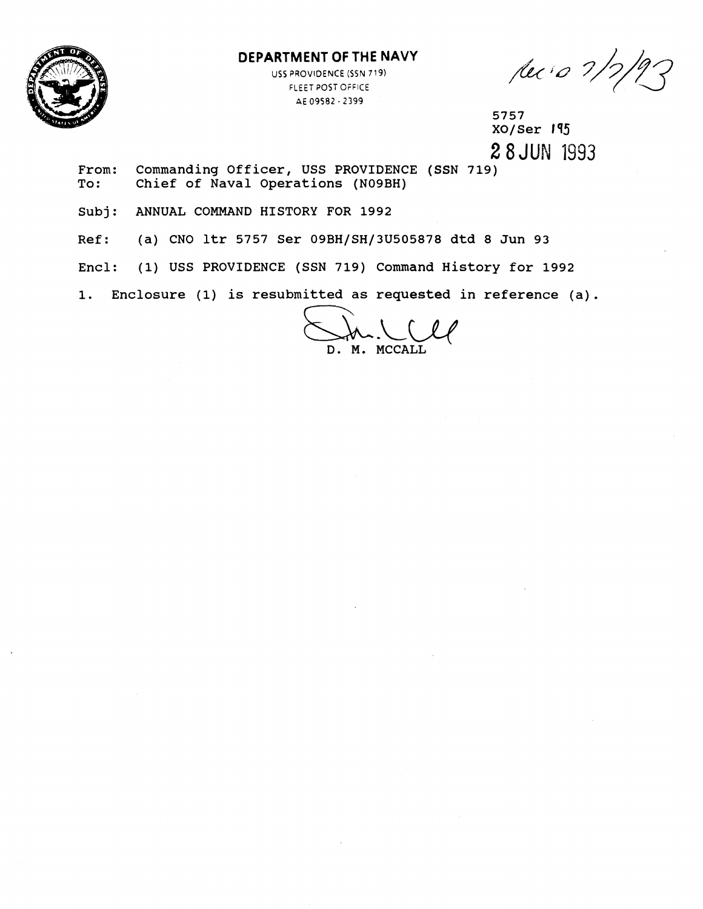**DEPARTMENT OF THE NAVY**

USS PROVIDENCE (SSN 719)
FLEET POST OFFICE
AE 09582 - 2399

Rec'd 7/7/93

5757
XO/Ser 195
28 JUN 1993

From: Commanding Officer, USS PROVIDENCE (SSN 719)
To: Chief of Naval Operations (N09BH)

Subj: ANNUAL COMMAND HISTORY FOR 1992

Ref: (a) CNO ltr 5757 Ser 09BH/SH/3U505878 dtd 8 Jun 93

Encl: (1) USS PROVIDENCE (SSN 719) Command History for 1992

1. Enclosure (1) is resubmitted as requested in reference (a).

D. M. MCCALL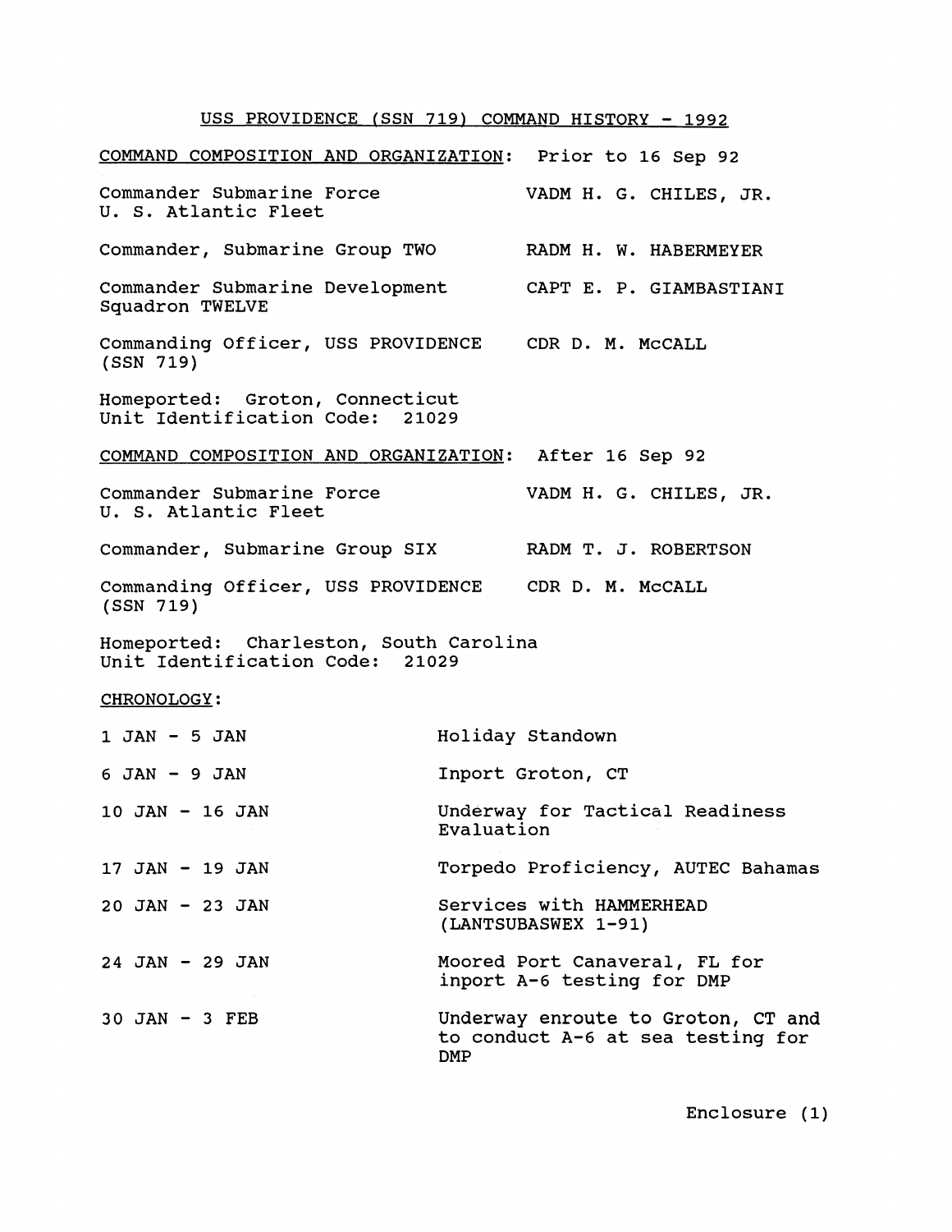# USS PROVIDENCE (SSN 719) COMMAND HISTORY - 1992

COMMAND COMPOSITION AND ORGANIZATION: Prior to 16 Sep 92

| | |
|---|---|
| Commander Submarine Force U. S. Atlantic Fleet | VADM H. G. CHILES, JR. |
| Commander, Submarine Group TWO | RADM H. W. HABERMEYER |
| Commander Submarine Development Squadron TWELVE | CAPT E. P. GIAMBASTIANI |
| Commanding Officer, USS PROVIDENCE (SSN 719) | CDR D. M. McCALL |

Homeported: Groton, Connecticut
Unit Identification Code: 21029

COMMAND COMPOSITION AND ORGANIZATION: After 16 Sep 92

| | |
|---|---|
| Commander Submarine Force U. S. Atlantic Fleet | VADM H. G. CHILES, JR. |
| Commander, Submarine Group SIX | RADM T. J. ROBERTSON |
| Commanding Officer, USS PROVIDENCE (SSN 719) | CDR D. M. McCALL |

Homeported: Charleston, South Carolina
Unit Identification Code: 21029

CHRONOLOGY:

| | |
|---|---|
| 1 JAN - 5 JAN | Holiday Standown |
| 6 JAN - 9 JAN | Inport Groton, CT |
| 10 JAN - 16 JAN | Underway for Tactical Readiness Evaluation |
| 17 JAN - 19 JAN | Torpedo Proficiency, AUTEC Bahamas |
| 20 JAN - 23 JAN | Services with HAMMERHEAD (LANTSUBASWEX 1-91) |
| 24 JAN - 29 JAN | Moored Port Canaveral, FL for inport A-6 testing for DMP |
| 30 JAN - 3 FEB | Underway enroute to Groton, CT and to conduct A-6 at sea testing for DMP |

Enclosure (1)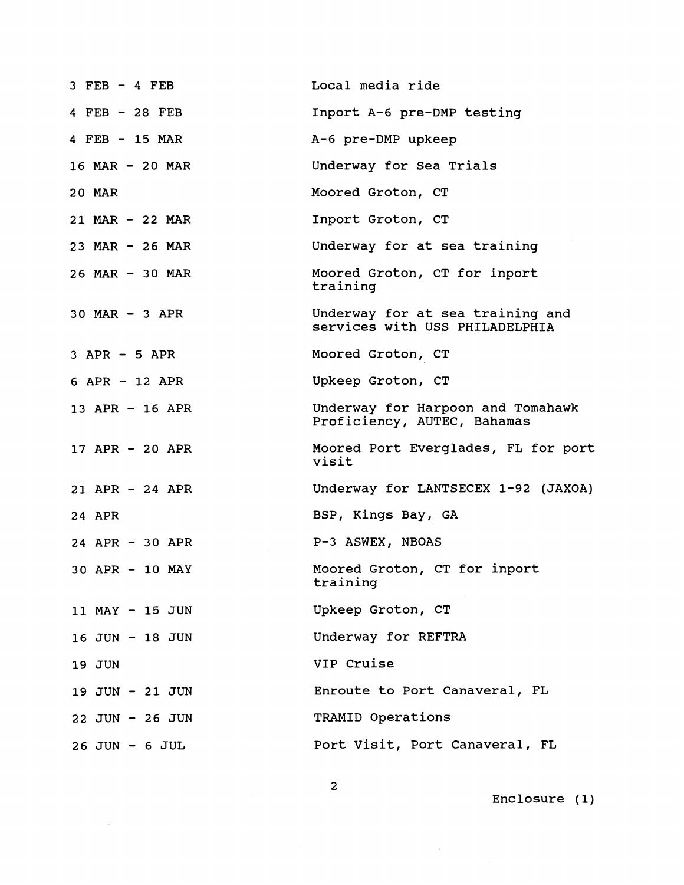| | |
|---|---|
| 3 FEB - 4 FEB | Local media ride |
| 4 FEB - 28 FEB | Inport A-6 pre-DMP testing |
| 4 FEB - 15 MAR | A-6 pre-DMP upkeep |
| 16 MAR - 20 MAR | Underway for Sea Trials |
| 20 MAR | Moored Groton, CT |
| 21 MAR - 22 MAR | Inport Groton, CT |
| 23 MAR - 26 MAR | Underway for at sea training |
| 26 MAR - 30 MAR | Moored Groton, CT for inport training |
| 30 MAR - 3 APR | Underway for at sea training and services with USS PHILADELPHIA |
| 3 APR - 5 APR | Moored Groton, CT |
| 6 APR - 12 APR | Upkeep Groton, CT |
| 13 APR - 16 APR | Underway for Harpoon and Tomahawk Proficiency, AUTEC, Bahamas |
| 17 APR - 20 APR | Moored Port Everglades, FL for port visit |
| 21 APR - 24 APR | Underway for LANTSECEX 1-92 (JAXOA) |
| 24 APR | BSP, Kings Bay, GA |
| 24 APR - 30 APR | P-3 ASWEX, NBOAS |
| 30 APR - 10 MAY | Moored Groton, CT for inport training |
| 11 MAY - 15 JUN | Upkeep Groton, CT |
| 16 JUN - 18 JUN | Underway for REFTRA |
| 19 JUN | VIP Cruise |
| 19 JUN - 21 JUN | Enroute to Port Canaveral, FL |
| 22 JUN - 26 JUN | TRAMID Operations |
| 26 JUN - 6 JUL | Port Visit, Port Canaveral, FL |

Enclosure (1)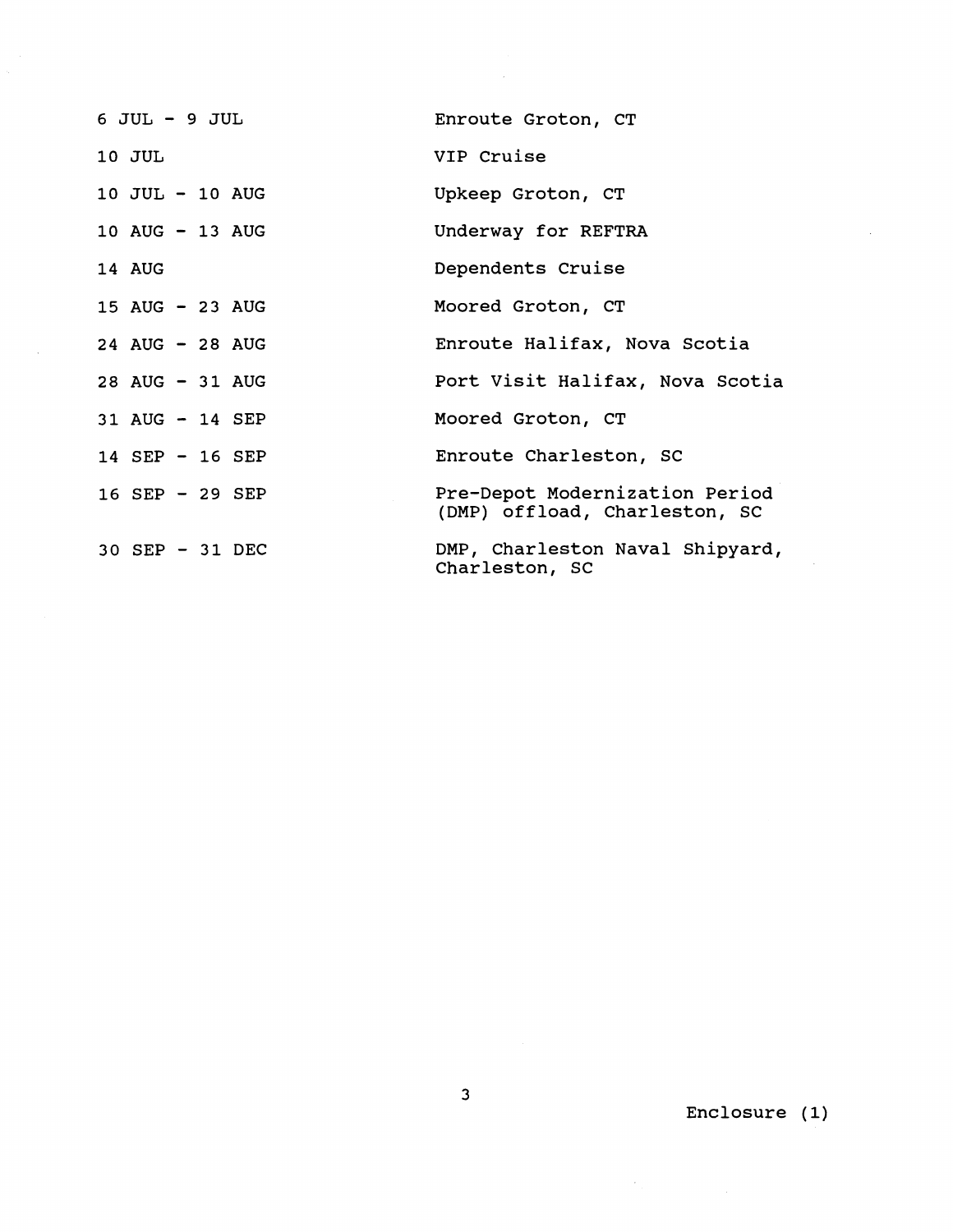| | |
|---|---|
| 6 JUL - 9 JUL | Enroute Groton, CT |
| 10 JUL | VIP Cruise |
| 10 JUL - 10 AUG | Upkeep Groton, CT |
| 10 AUG - 13 AUG | Underway for REFTRA |
| 14 AUG | Dependents Cruise |
| 15 AUG - 23 AUG | Moored Groton, CT |
| 24 AUG - 28 AUG | Enroute Halifax, Nova Scotia |
| 28 AUG - 31 AUG | Port Visit Halifax, Nova Scotia |
| 31 AUG - 14 SEP | Moored Groton, CT |
| 14 SEP - 16 SEP | Enroute Charleston, SC |
| 16 SEP - 29 SEP | Pre-Depot Modernization Period (DMP) offload, Charleston, SC |
| 30 SEP - 31 DEC | DMP, Charleston Naval Shipyard, Charleston, SC |

Enclosure (1)